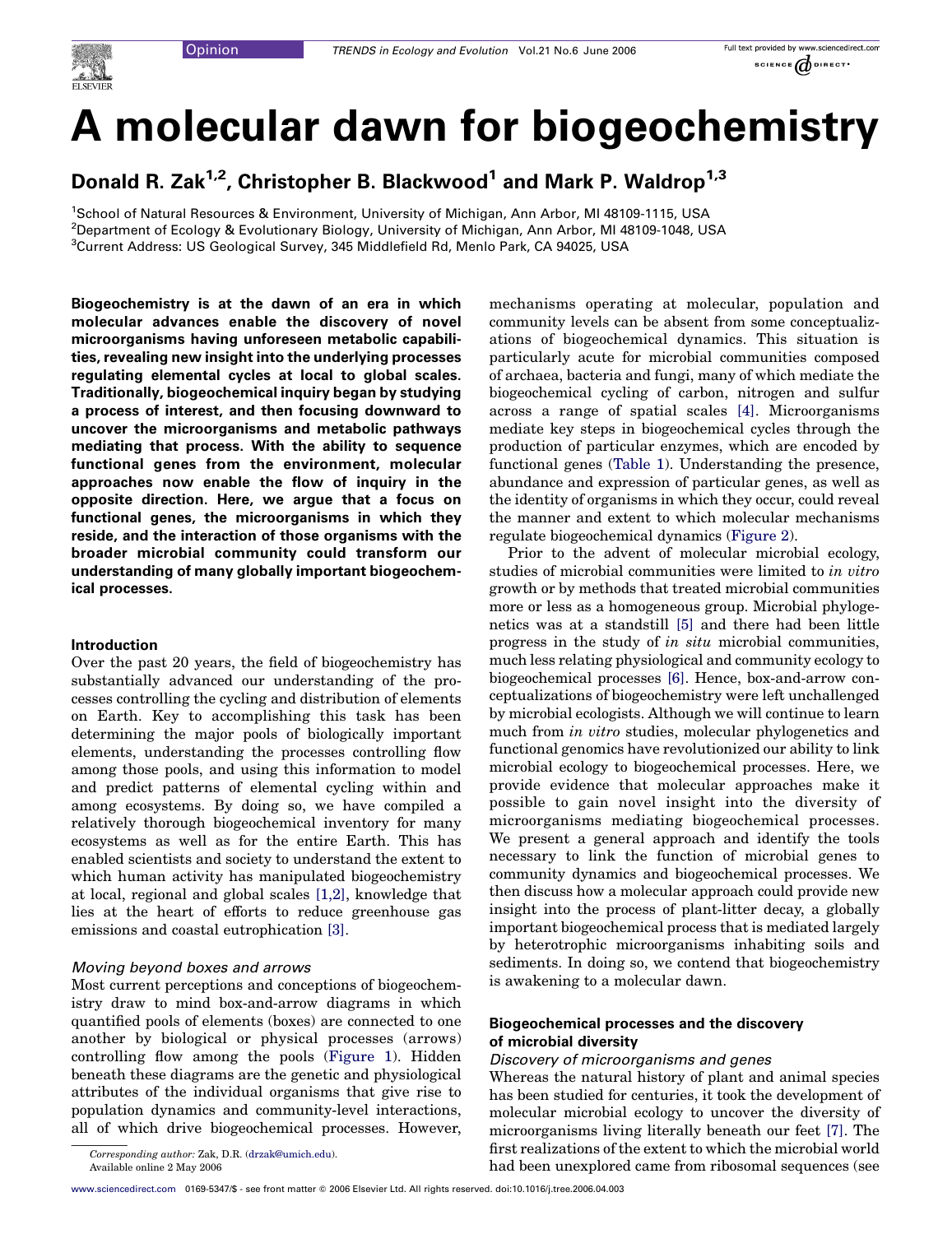# A molecular dawn for biogeochemistry

**Donald R. Zak[1,2], Christopher B. Blackwood[1] and Mark P. Waldrop[1,3]**

[1]School of Natural Resources & Environment, University of Michigan, Ann Arbor, MI 48109-1115, USA
[2]Department of Ecology & Evolutionary Biology, University of Michigan, Ann Arbor, MI 48109-1048, USA
[3]Current Address: US Geological Survey, 345 Middlefield Rd, Menlo Park, CA 94025, USA

**Biogeochemistry is at the dawn of an era in which molecular advances enable the discovery of novel microorganisms having unforeseen metabolic capabilities, revealing new insight into the underlying processes regulating elemental cycles at local to global scales. Traditionally, biogeochemical inquiry began by studying a process of interest, and then focusing downward to uncover the microorganisms and metabolic pathways mediating that process. With the ability to sequence functional genes from the environment, molecular approaches now enable the flow of inquiry in the opposite direction. Here, we argue that a focus on functional genes, the microorganisms in which they reside, and the interaction of those organisms with the broader microbial community could transform our understanding of many globally important biogeochemical processes.**

## Introduction

Over the past 20 years, the field of biogeochemistry has substantially advanced our understanding of the processes controlling the cycling and distribution of elements on Earth. Key to accomplishing this task has been determining the major pools of biologically important elements, understanding the processes controlling flow among those pools, and using this information to model and predict patterns of elemental cycling within and among ecosystems. By doing so, we have compiled a relatively thorough biogeochemical inventory for many ecosystems as well as for the entire Earth. This has enabled scientists and society to understand the extent to which human activity has manipulated biogeochemistry at local, regional and global scales [1,2], knowledge that lies at the heart of efforts to reduce greenhouse gas emissions and coastal eutrophication [3].

### *Moving beyond boxes and arrows*

Most current perceptions and conceptions of biogeochemistry draw to mind box-and-arrow diagrams in which quantified pools of elements (boxes) are connected to one another by biological or physical processes (arrows) controlling flow among the pools (Figure 1). Hidden beneath these diagrams are the genetic and physiological attributes of the individual organisms that give rise to population dynamics and community-level interactions, all of which drive biogeochemical processes. However, mechanisms operating at molecular, population and community levels can be absent from some conceptualizations of biogeochemical dynamics. This situation is particularly acute for microbial communities composed of archaea, bacteria and fungi, many of which mediate the biogeochemical cycling of carbon, nitrogen and sulfur across a range of spatial scales [4]. Microorganisms mediate key steps in biogeochemical cycles through the production of particular enzymes, which are encoded by functional genes (Table 1). Understanding the presence, abundance and expression of particular genes, as well as the identity of organisms in which they occur, could reveal the manner and extent to which molecular mechanisms regulate biogeochemical dynamics (Figure 2).

Prior to the advent of molecular microbial ecology, studies of microbial communities were limited to *in vitro* growth or by methods that treated microbial communities more or less as a homogeneous group. Microbial phylogenetics was at a standstill [5] and there had been little progress in the study of *in situ* microbial communities, much less relating physiological and community ecology to biogeochemical processes [6]. Hence, box-and-arrow conceptualizations of biogeochemistry were left unchallenged by microbial ecologists. Although we will continue to learn much from *in vitro* studies, molecular phylogenetics and functional genomics have revolutionized our ability to link microbial ecology to biogeochemical processes. Here, we provide evidence that molecular approaches make it possible to gain novel insight into the diversity of microorganisms mediating biogeochemical processes. We present a general approach and identify the tools necessary to link the function of microbial genes to community dynamics and biogeochemical processes. We then discuss how a molecular approach could provide new insight into the process of plant-litter decay, a globally important biogeochemical process that is mediated largely by heterotrophic microorganisms inhabiting soils and sediments. In doing so, we contend that biogeochemistry is awakening to a molecular dawn.

## Biogeochemical processes and the discovery of microbial diversity

### *Discovery of microorganisms and genes*

Whereas the natural history of plant and animal species has been studied for centuries, it took the development of molecular microbial ecology to uncover the diversity of microorganisms living literally beneath our feet [7]. The first realizations of the extent to which the microbial world had been unexplored came from ribosomal sequences (see

*Corresponding author:* Zak, D.R. (drzak@umich.edu).
Available online 2 May 2006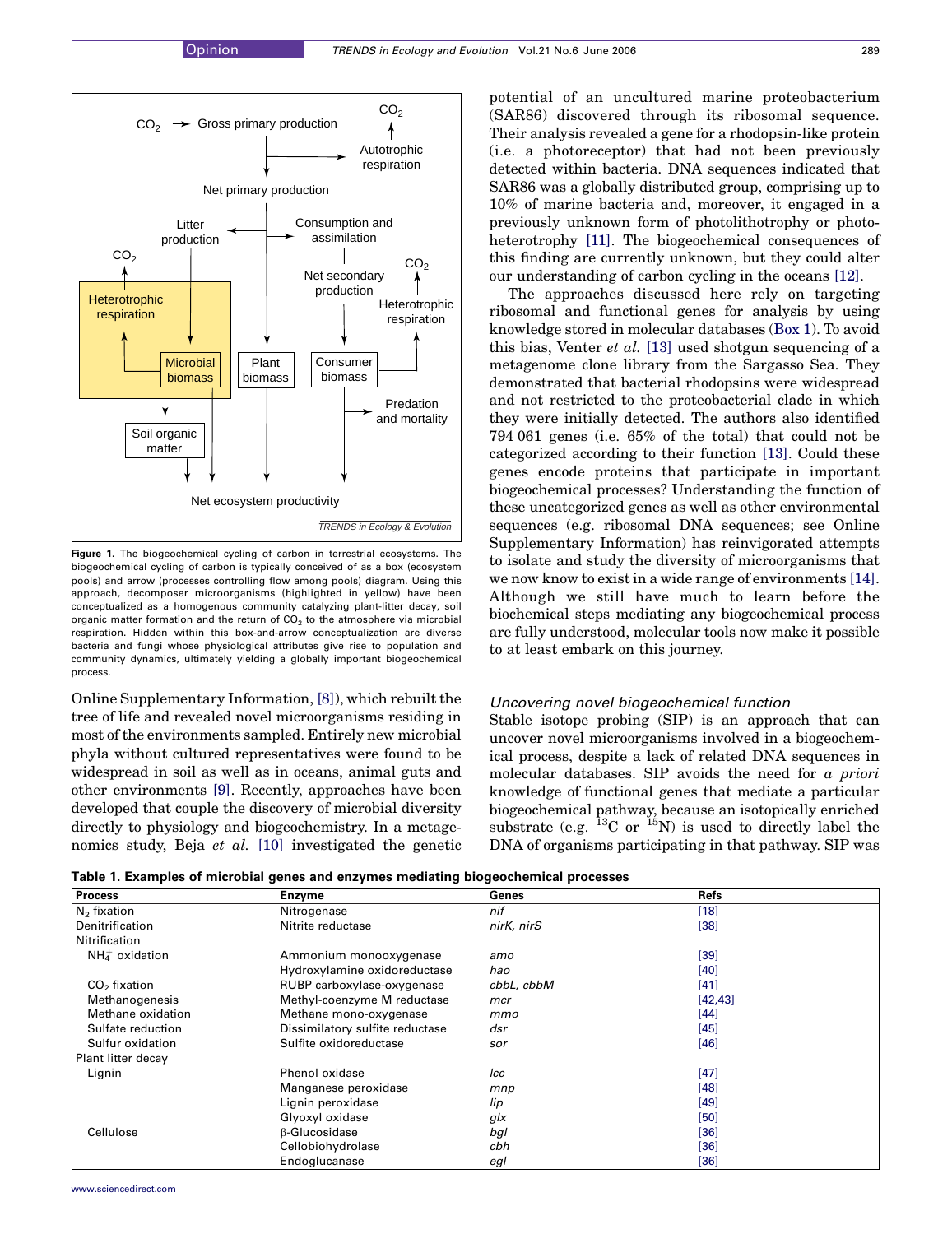Figure 1. The biogeochemical cycling of carbon in terrestrial ecosystems. The biogeochemical cycling of carbon is typically conceived of as a box (ecosystem pools) and arrow (processes controlling flow among pools) diagram. Using this approach, decomposer microorganisms (highlighted in yellow) have been conceptualized as a homogenous community catalyzing plant-litter decay, soil organic matter formation and the return of $CO_2$ to the atmosphere via microbial respiration. Hidden within this box-and-arrow conceptualization are diverse bacteria and fungi whose physiological attributes give rise to population and community dynamics, ultimately yielding a globally important biogeochemical process.

Online Supplementary Information, [8]), which rebuilt the tree of life and revealed novel microorganisms residing in most of the environments sampled. Entirely new microbial phyla without cultured representatives were found to be widespread in soil as well as in oceans, animal guts and other environments [9]. Recently, approaches have been developed that couple the discovery of microbial diversity directly to physiology and biogeochemistry. In a metagenomics study, Beja *et al.* [10] investigated the genetic potential of an uncultured marine proteobacterium (SAR86) discovered through its ribosomal sequence. Their analysis revealed a gene for a rhodopsin-like protein (i.e. a photoreceptor) that had not been previously detected within bacteria. DNA sequences indicated that SAR86 was a globally distributed group, comprising up to 10% of marine bacteria and, moreover, it engaged in a previously unknown form of photolithotrophy or photoheterotrophy [11]. The biogeochemical consequences of this finding are currently unknown, but they could alter our understanding of carbon cycling in the oceans [12].

The approaches discussed here rely on targeting ribosomal and functional genes for analysis by using knowledge stored in molecular databases (Box 1). To avoid this bias, Venter *et al.* [13] used shotgun sequencing of a metagenome clone library from the Sargasso Sea. They demonstrated that bacterial rhodopsins were widespread and not restricted to the proteobacterial clade in which they were initially detected. The authors also identified 794 061 genes (i.e. 65% of the total) that could not be categorized according to their function [13]. Could these genes encode proteins that participate in important biogeochemical processes? Understanding the function of these uncategorized genes as well as other environmental sequences (e.g. ribosomal DNA sequences; see Online Supplementary Information) has reinvigorated attempts to isolate and study the diversity of microorganisms that we now know to exist in a wide range of environments [14]. Although we still have much to learn before the biochemical steps mediating any biogeochemical process are fully understood, molecular tools now make it possible to at least embark on this journey.

### Uncovering novel biogeochemical function

Stable isotope probing (SIP) is an approach that can uncover novel microorganisms involved in a biogeochemical process, despite a lack of related DNA sequences in molecular databases. SIP avoids the need for *a priori* knowledge of functional genes that mediate a particular biogeochemical pathway, because an isotopically enriched substrate (e.g. $^{13}C$ or $^{15}N$) is used to directly label the DNA of organisms participating in that pathway. SIP was

**Table 1. Examples of microbial genes and enzymes mediating biogeochemical processes**

| Process | Enzyme | Genes | Refs |
|---|---|---|---|
| $N_2$ fixation | Nitrogenase | *nif* | [18] |
| Denitrification | Nitrite reductase | *nirK, nirS* | [38] |
| Nitrification | | | |
| $NH_4^+$ oxidation | Ammonium monooxygenase | *amo* | [39] |
| | Hydroxylamine oxidoreductase | *hao* | [40] |
| $CO_2$ fixation | RUBP carboxylase-oxygenase | *cbbL, cbbM* | [41] |
| Methanogenesis | Methyl-coenzyme M reductase | *mcr* | [42,43] |
| Methane oxidation | Methane mono-oxygenase | *mmo* | [44] |
| Sulfate reduction | Dissimilatory sulfite reductase | *dsr* | [45] |
| Sulfur oxidation | Sulfite oxidoreductase | *sor* | [46] |
| Plant litter decay | | | |
| Lignin | Phenol oxidase | *lcc* | [47] |
| | Manganese peroxidase | *mnp* | [48] |
| | Lignin peroxidase | *lip* | [49] |
| | Glyoxyl oxidase | *glx* | [50] |
| Cellulose | β-Glucosidase | *bgl* | [36] |
| | Cellobiohydrolase | *cbh* | [36] |
| | Endoglucanase | *egl* | [36] |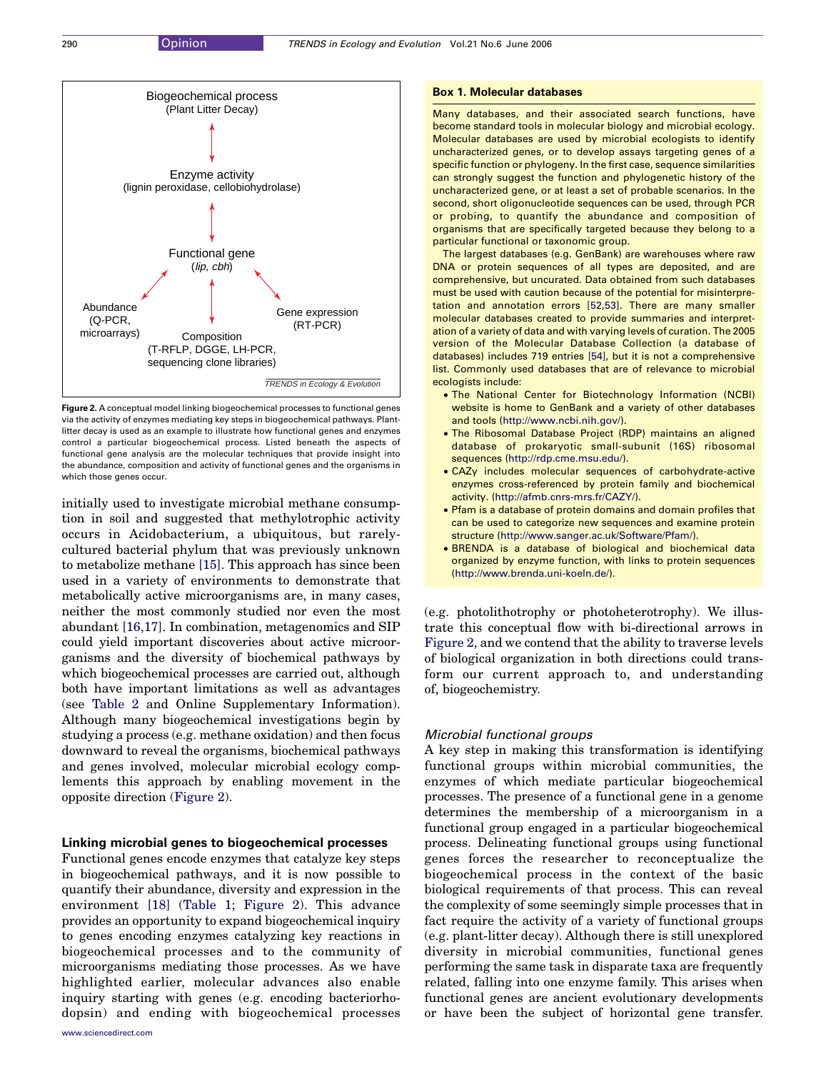Biogeochemical process
(Plant Litter Decay)

Enzyme activity
(lignin peroxidase, cellobiohydrolase)

Functional gene
(*lip, cbh*)

Abundance
(Q-PCR, microarrays)

Composition
(T-RFLP, DGGE, LH-PCR, sequencing clone libraries)

Gene expression
(RT-PCR)

**Figure 2.** A conceptual model linking biogeochemical processes to functional genes via the activity of enzymes mediating key steps in biogeochemical pathways. Plant-litter decay is used as an example to illustrate how functional genes and enzymes control a particular biogeochemical process. Listed beneath the aspects of functional gene analysis are the molecular techniques that provide insight into the abundance, composition and activity of functional genes and the organisms in which those genes occur.

initially used to investigate microbial methane consumption in soil and suggested that methylotrophic activity occurs in Acidobacterium, a ubiquitous, but rarely-cultured bacterial phylum that was previously unknown to metabolize methane [15]. This approach has since been used in a variety of environments to demonstrate that metabolically active microorganisms are, in many cases, neither the most commonly studied nor even the most abundant [16,17]. In combination, metagenomics and SIP could yield important discoveries about active microorganisms and the diversity of biochemical pathways by which biogeochemical processes are carried out, although both have important limitations as well as advantages (see Table 2 and Online Supplementary Information). Although many biogeochemical investigations begin by studying a process (e.g. methane oxidation) and then focus downward to reveal the organisms, biochemical pathways and genes involved, molecular microbial ecology complements this approach by enabling movement in the opposite direction (Figure 2).

## Linking microbial genes to biogeochemical processes

Functional genes encode enzymes that catalyze key steps in biogeochemical pathways, and it is now possible to quantify their abundance, diversity and expression in the environment [18] (Table 1; Figure 2). This advance provides an opportunity to expand biogeochemical inquiry to genes encoding enzymes catalyzing key reactions in biogeochemical processes and to the community of microorganisms mediating those processes. As we have highlighted earlier, molecular advances also enable inquiry starting with genes (e.g. encoding bacteriorhodopsin) and ending with biogeochemical processes (e.g. photolithotrophy or photoheterotrophy). We illustrate this conceptual flow with bi-directional arrows in Figure 2, and we contend that the ability to traverse levels of biological organization in both directions could transform our current approach to, and understanding of, biogeochemistry.

### Box 1. Molecular databases

Many databases, and their associated search functions, have become standard tools in molecular biology and microbial ecology. Molecular databases are used by microbial ecologists to identify uncharacterized genes, or to develop assays targeting genes of a specific function or phylogeny. In the first case, sequence similarities can strongly suggest the function and phylogenetic history of the uncharacterized gene, or at least a set of probable scenarios. In the second, short oligonucleotide sequences can be used, through PCR or probing, to quantify the abundance and composition of organisms that are specifically targeted because they belong to a particular functional or taxonomic group.

The largest databases (e.g. GenBank) are warehouses where raw DNA or protein sequences of all types are deposited, and are comprehensive, but uncurated. Data obtained from such databases must be used with caution because of the potential for misinterpretation and annotation errors [52,53]. There are many smaller molecular databases created to provide summaries and interpretation of a variety of data and with varying levels of curation. The 2005 version of the Molecular Database Collection (a database of databases) includes 719 entries [54], but it is not a comprehensive list. Commonly used databases that are of relevance to microbial ecologists include:

- The National Center for Biotechnology Information (NCBI) website is home to GenBank and a variety of other databases and tools (http://www.ncbi.nlm.nih.gov/).
- The Ribosomal Database Project (RDP) maintains an aligned database of prokaryotic small-subunit (16S) ribosomal sequences (http://rdp.cme.msu.edu/).
- CAZy includes molecular sequences of carbohydrate-active enzymes cross-referenced by protein family and biochemical activity. (http://afmb.cnrs-mrs.fr/CAZY/).
- Pfam is a database of protein domains and domain profiles that can be used to categorize new sequences and examine protein structure (http://www.sanger.ac.uk/Software/Pfam/).
- BRENDA is a database of biological and biochemical data organized by enzyme function, with links to protein sequences (http://www.brenda.uni-koeln.de/).

### *Microbial functional groups*

A key step in making this transformation is identifying functional groups within microbial communities, the enzymes of which mediate particular biogeochemical processes. The presence of a functional gene in a genome determines the membership of a microorganism in a functional group engaged in a particular biogeochemical process. Delineating functional groups using functional genes forces the researcher to reconceptualize the biogeochemical process in the context of the basic biological requirements of that process. This can reveal the complexity of some seemingly simple processes that in fact require the activity of a variety of functional groups (e.g. plant-litter decay). Although there is still unexplored diversity in microbial communities, functional genes performing the same task in disparate taxa are frequently related, falling into one enzyme family. This arises when functional genes are ancient evolutionary developments or have been the subject of horizontal gene transfer.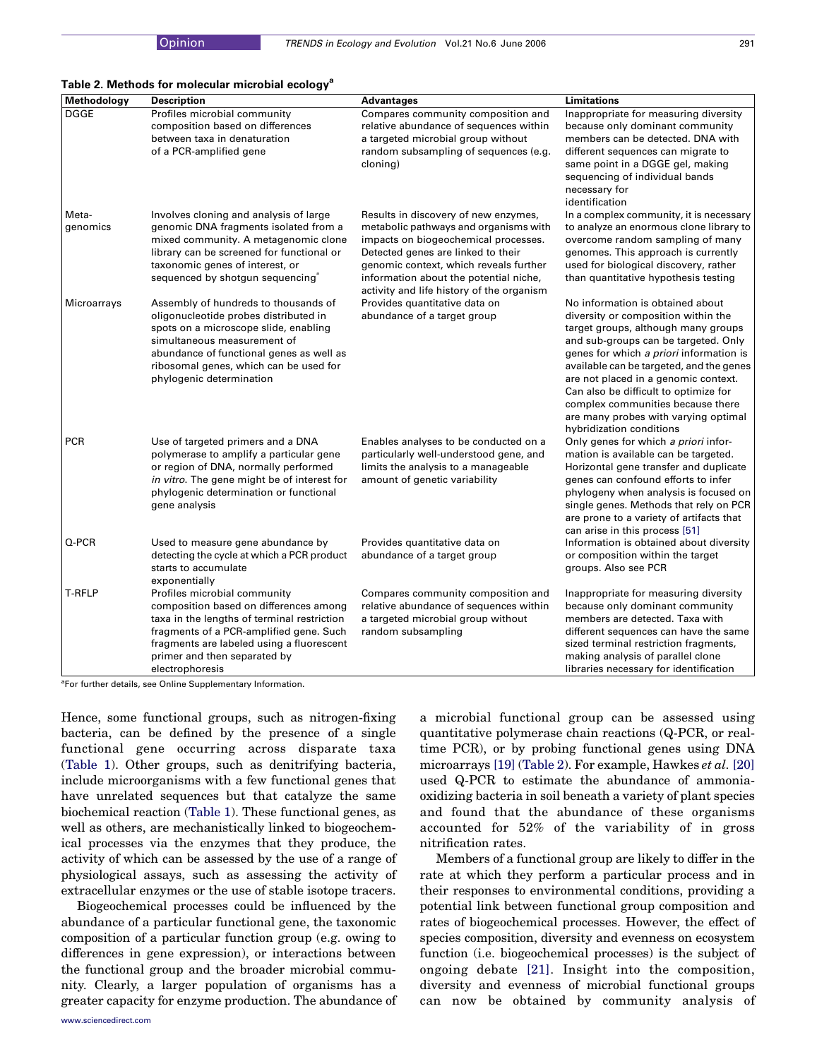**Table 2. Methods for molecular microbial ecology[a]**

| Methodology | Description | Advantages | Limitations |
|---|---|---|---|
| DGGE | Profiles microbial community composition based on differences between taxa in denaturation of a PCR-amplified gene | Compares community composition and relative abundance of sequences within a targeted microbial group without random subsampling of sequences (e.g. cloning) | Inappropriate for measuring diversity because only dominant community members can be detected. DNA with different sequences can migrate to same point in a DGGE gel, making sequencing of individual bands necessary for identification |
| Meta-genomics | Involves cloning and analysis of large genomic DNA fragments isolated from a mixed community. A metagenomic clone library can be screened for functional or taxonomic genes of interest, or sequenced by shotgun sequencing[*] | Results in discovery of new enzymes, metabolic pathways and organisms with impacts on biogeochemical processes. Detected genes are linked to their genomic context, which reveals further information about the potential niche, activity and life history of the organism | In a complex community, it is necessary to analyze an enormous clone library to overcome random sampling of many genomes. This approach is currently used for biological discovery, rather than quantitative hypothesis testing |
| Microarrays | Assembly of hundreds to thousands of oligonucleotide probes distributed in spots on a microscope slide, enabling simultaneous measurement of abundance of functional genes as well as ribosomal genes, which can be used for phylogenic determination | Provides quantitative data on abundance of a target group | No information is obtained about diversity or composition within the target groups, although many groups and sub-groups can be targeted. Only genes for which *a priori* information is available can be targeted, and the genes are not placed in a genomic context. Can also be difficult to optimize for complex communities because there are many probes with varying optimal hybridization conditions |
| PCR | Use of targeted primers and a DNA polymerase to amplify a particular gene or region of DNA, normally performed *in vitro*. The gene might be of interest for phylogenic determination or functional gene analysis | Enables analyses to be conducted on a particularly well-understood gene, and limits the analysis to a manageable amount of genetic variability | Only genes for which *a priori* information is available can be targeted. Horizontal gene transfer and duplicate genes can confound efforts to infer phylogeny when analysis is focused on single genes. Methods that rely on PCR are prone to a variety of artifacts that can arise in this process [51] |
| Q-PCR | Used to measure gene abundance by detecting the cycle at which a PCR product starts to accumulate exponentially | Provides quantitative data on abundance of a target group | Information is obtained about diversity or composition within the target groups. Also see PCR |
| T-RFLP | Profiles microbial community composition based on differences among taxa in the lengths of terminal restriction fragments of a PCR-amplified gene. Such fragments are labeled using a fluorescent primer and then separated by electrophoresis | Compares community composition and relative abundance of sequences within a targeted microbial group without random subsampling | Inappropriate for measuring diversity because only dominant community members are detected. Taxa with different sequences can have the same sized terminal restriction fragments, making analysis of parallel clone libraries necessary for identification |

[a]For further details, see Online Supplementary Information.

Hence, some functional groups, such as nitrogen-fixing bacteria, can be defined by the presence of a single functional gene occurring across disparate taxa (Table 1). Other groups, such as denitrifying bacteria, include microorganisms with a few functional genes that have unrelated sequences but that catalyze the same biochemical reaction (Table 1). These functional genes, as well as others, are mechanistically linked to biogeochemical processes via the enzymes that they produce, the activity of which can be assessed by the use of a range of physiological assays, such as assessing the activity of extracellular enzymes or the use of stable isotope tracers.

Biogeochemical processes could be influenced by the abundance of a particular functional gene, the taxonomic composition of a particular function group (e.g. owing to differences in gene expression), or interactions between the functional group and the broader microbial community. Clearly, a larger population of organisms has a greater capacity for enzyme production. The abundance of a microbial functional group can be assessed using quantitative polymerase chain reactions (Q-PCR, or real-time PCR), or by probing functional genes using DNA microarrays [19] (Table 2). For example, Hawkes *et al.* [20] used Q-PCR to estimate the abundance of ammonia-oxidizing bacteria in soil beneath a variety of plant species and found that the abundance of these organisms accounted for 52% of the variability of in gross nitrification rates.

Members of a functional group are likely to differ in the rate at which they perform a particular process and in their responses to environmental conditions, providing a potential link between functional group composition and rates of biogeochemical processes. However, the effect of species composition, diversity and evenness on ecosystem function (i.e. biogeochemical processes) is the subject of ongoing debate [21]. Insight into the composition, diversity and evenness of microbial functional groups can now be obtained by community analysis of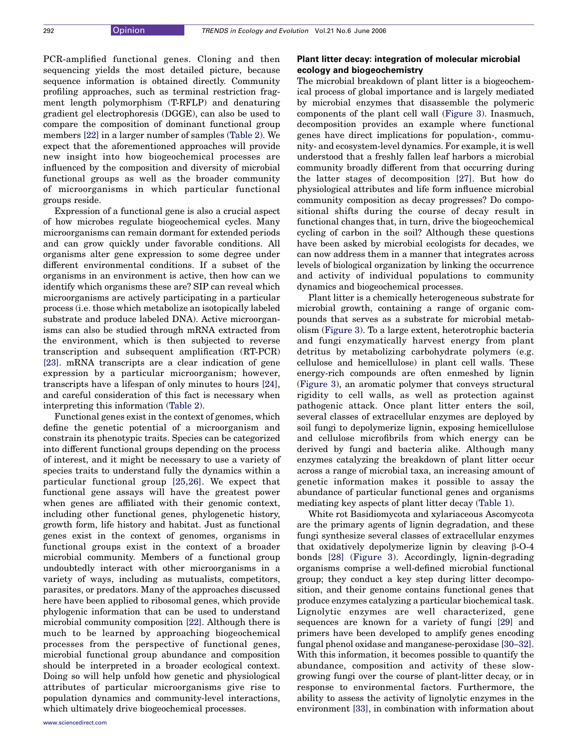PCR-amplified functional genes. Cloning and then sequencing yields the most detailed picture, because sequence information is obtained directly. Community profiling approaches, such as terminal restriction fragment length polymorphism (T-RFLP) and denaturing gradient gel electrophoresis (DGGE), can also be used to compare the composition of dominant functional group members [22] in a larger number of samples (Table 2). We expect that the aforementioned approaches will provide new insight into how biogeochemical processes are influenced by the composition and diversity of microbial functional groups as well as the broader community of microorganisms in which particular functional groups reside.

Expression of a functional gene is also a crucial aspect of how microbes regulate biogeochemical cycles. Many microorganisms can remain dormant for extended periods and can grow quickly under favorable conditions. All organisms alter gene expression to some degree under different environmental conditions. If a subset of the organisms in an environment is active, then how can we identify which organisms these are? SIP can reveal which microorganisms are actively participating in a particular process (i.e. those which metabolize an isotopically labeled substrate and produce labeled DNA). Active microorganisms can also be studied through mRNA extracted from the environment, which is then subjected to reverse transcription and subsequent amplification (RT-PCR) [23]. mRNA transcripts are a clear indication of gene expression by a particular microorganism; however, transcripts have a lifespan of only minutes to hours [24], and careful consideration of this fact is necessary when interpreting this information (Table 2).

Functional genes exist in the context of genomes, which define the genetic potential of a microorganism and constrain its phenotypic traits. Species can be categorized into different functional groups depending on the process of interest, and it might be necessary to use a variety of species traits to understand fully the dynamics within a particular functional group [25,26]. We expect that functional gene assays will have the greatest power when genes are affiliated with their genomic context, including other functional genes, phylogenetic history, growth form, life history and habitat. Just as functional genes exist in the context of genomes, organisms in functional groups exist in the context of a broader microbial community. Members of a functional group undoubtedly interact with other microorganisms in a variety of ways, including as mutualists, competitors, parasites, or predators. Many of the approaches discussed here have been applied to ribosomal genes, which provide phylogenic information that can be used to understand microbial community composition [22]. Although there is much to be learned by approaching biogeochemical processes from the perspective of functional genes, microbial functional group abundance and composition should be interpreted in a broader ecological context. Doing so will help unfold how genetic and physiological attributes of particular microorganisms give rise to population dynamics and community-level interactions, which ultimately drive biogeochemical processes.

### Plant litter decay: integration of molecular microbial ecology and biogeochemistry

The microbial breakdown of plant litter is a biogeochemical process of global importance and is largely mediated by microbial enzymes that disassemble the polymeric components of the plant cell wall (Figure 3). Inasmuch, decomposition provides an example where functional genes have direct implications for population-, community- and ecosystem-level dynamics. For example, it is well understood that a freshly fallen leaf harbors a microbial community broadly different from that occurring during the latter stages of decomposition [27]. But how do physiological attributes and life form influence microbial community composition as decay progresses? Do compositional shifts during the course of decay result in functional changes that, in turn, drive the biogeochemical cycling of carbon in the soil? Although these questions have been asked by microbial ecologists for decades, we can now address them in a manner that integrates across levels of biological organization by linking the occurrence and activity of individual populations to community dynamics and biogeochemical processes.

Plant litter is a chemically heterogeneous substrate for microbial growth, containing a range of organic compounds that serves as a substrate for microbial metabolism (Figure 3). To a large extent, heterotrophic bacteria and fungi enzymatically harvest energy from plant detritus by metabolizing carbohydrate polymers (e.g. cellulose and hemicellulose) in plant cell walls. These energy-rich compounds are often enmeshed by lignin (Figure 3), an aromatic polymer that conveys structural rigidity to cell walls, as well as protection against pathogenic attack. Once plant litter enters the soil, several classes of extracellular enzymes are deployed by soil fungi to depolymerize lignin, exposing hemicellulose and cellulose microfibrils from which energy can be derived by fungi and bacteria alike. Although many enzymes catalyzing the breakdown of plant litter occur across a range of microbial taxa, an increasing amount of genetic information makes it possible to assay the abundance of particular functional genes and organisms mediating key aspects of plant litter decay (Table 1).

White rot Basidiomycota and xylariaceous Ascomycota are the primary agents of lignin degradation, and these fungi synthesize several classes of extracellular enzymes that oxidatively depolymerize lignin by cleaving β-O-4 bonds [28] (Figure 3). Accordingly, lignin-degrading organisms comprise a well-defined microbial functional group; they conduct a key step during litter decomposition, and their genome contains functional genes that produce enzymes catalyzing a particular biochemical task. Lignolytic enzymes are well characterized, gene sequences are known for a variety of fungi [29] and primers have been developed to amplify genes encoding fungal phenol oxidase and manganese-peroxidase [30–32]. With this information, it becomes possible to quantify the abundance, composition and activity of these slow-growing fungi over the course of plant-litter decay, or in response to environmental factors. Furthermore, the ability to assess the activity of lignolytic enzymes in the environment [33], in combination with information about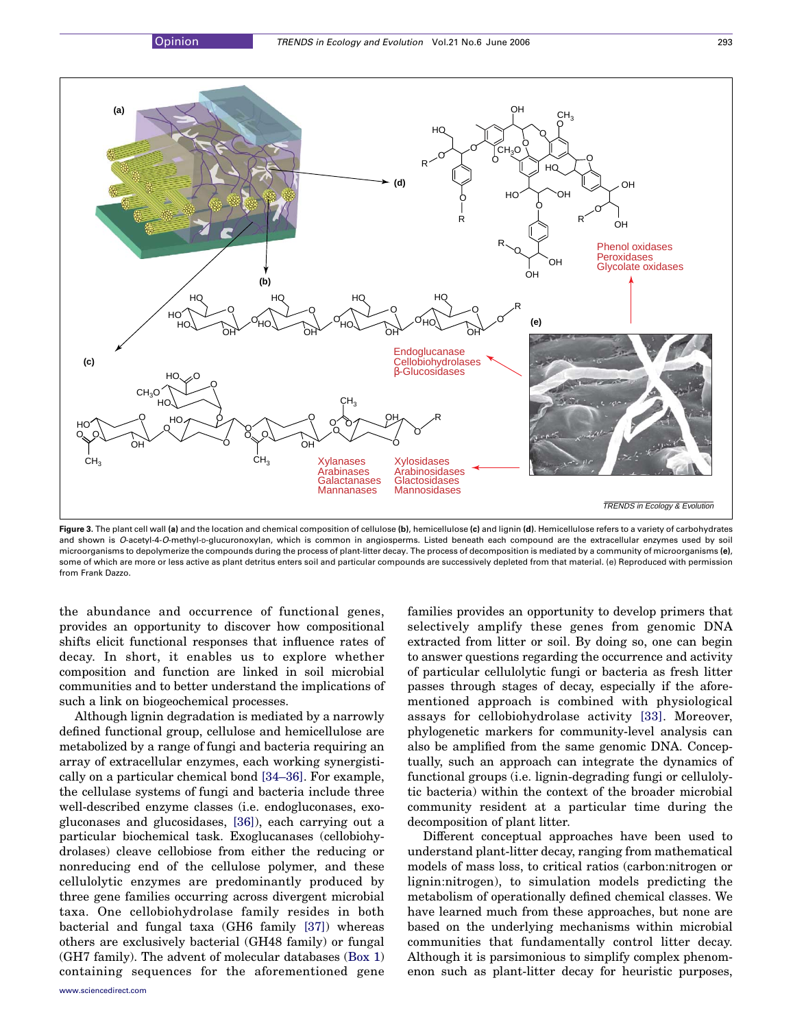Figure 3. The plant cell wall **(a)** and the location and chemical composition of cellulose **(b)**, hemicellulose **(c)** and lignin **(d)**. Hemicellulose refers to a variety of carbohydrates and shown is *O*-acetyl-4-*O*-methyl-D-glucuronoxylan, which is common in angiosperms. Listed beneath each compound are the extracellular enzymes used by soil microorganisms to depolymerize the compounds during the process of plant-litter decay. The process of decomposition is mediated by a community of microorganisms **(e)**, some of which are more or less active as plant detritus enters soil and particular compounds are successively depleted from that material. (e) Reproduced with permission from Frank Dazzo.

the abundance and occurrence of functional genes, provides an opportunity to discover how compositional shifts elicit functional responses that influence rates of decay. In short, it enables us to explore whether composition and function are linked in soil microbial communities and to better understand the implications of such a link on biogeochemical processes.

Although lignin degradation is mediated by a narrowly defined functional group, cellulose and hemicellulose are metabolized by a range of fungi and bacteria requiring an array of extracellular enzymes, each working synergistically on a particular chemical bond [34–36]. For example, the cellulase systems of fungi and bacteria include three well-described enzyme classes (i.e. endogluconases, exogluconases and glucosidases, [36]), each carrying out a particular biochemical task. Exoglucanases (cellobiohydrolases) cleave cellobiose from either the reducing or nonreducing end of the cellulose polymer, and these cellulolytic enzymes are predominantly produced by three gene families occurring across divergent microbial taxa. One cellobiohydrolase family resides in both bacterial and fungal taxa (GH6 family [37]) whereas others are exclusively bacterial (GH48 family) or fungal (GH7 family). The advent of molecular databases (Box 1) containing sequences for the aforementioned gene families provides an opportunity to develop primers that selectively amplify these genes from genomic DNA extracted from litter or soil. By doing so, one can begin to answer questions regarding the occurrence and activity of particular cellulolytic fungi or bacteria as fresh litter passes through stages of decay, especially if the aforementioned approach is combined with physiological assays for cellobiohydrolase activity [33]. Moreover, phylogenetic markers for community-level analysis can also be amplified from the same genomic DNA. Conceptually, such an approach can integrate the dynamics of functional groups (i.e. lignin-degrading fungi or cellulolytic bacteria) within the context of the broader microbial community resident at a particular time during the decomposition of plant litter.

Different conceptual approaches have been used to understand plant-litter decay, ranging from mathematical models of mass loss, to critical ratios (carbon:nitrogen or lignin:nitrogen), to simulation models predicting the metabolism of operationally defined chemical classes. We have learned much from these approaches, but none are based on the underlying mechanisms within microbial communities that fundamentally control litter decay. Although it is parsimonious to simplify complex phenomenon such as plant-litter decay for heuristic purposes,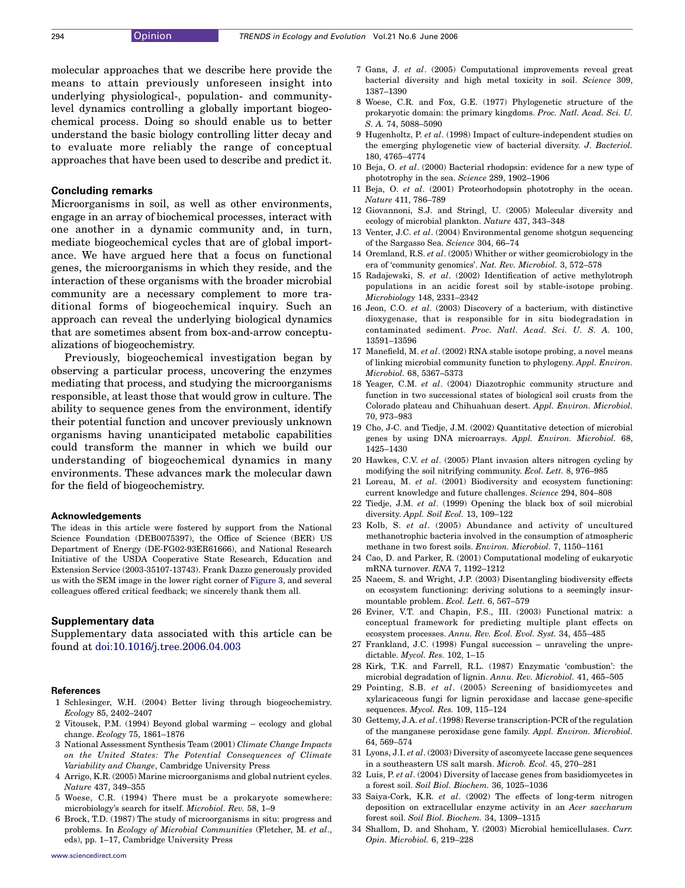molecular approaches that we describe here provide the means to attain previously unforeseen insight into underlying physiological-, population- and community-level dynamics controlling a globally important biogeochemical process. Doing so should enable us to better understand the basic biology controlling litter decay and to evaluate more reliably the range of conceptual approaches that have been used to describe and predict it.

## Concluding remarks

Microorganisms in soil, as well as other environments, engage in an array of biochemical processes, interact with one another in a dynamic community and, in turn, mediate biogeochemical cycles that are of global importance. We have argued here that a focus on functional genes, the microorganisms in which they reside, and the interaction of these organisms with the broader microbial community are a necessary complement to more traditional forms of biogeochemical inquiry. Such an approach can reveal the underlying biological dynamics that are sometimes absent from box-and-arrow conceptualizations of biogeochemistry.

Previously, biogeochemical investigation began by observing a particular process, uncovering the enzymes mediating that process, and studying the microorganisms responsible, at least those that would grow in culture. The ability to sequence genes from the environment, identify their potential function and uncover previously unknown organisms having unanticipated metabolic capabilities could transform the manner in which we build our understanding of biogeochemical dynamics in many environments. These advances mark the molecular dawn for the field of biogeochemistry.

### Acknowledgements

The ideas in this article were fostered by support from the National Science Foundation (DEB0075397), the Office of Science (BER) US Department of Energy (DE-FG02-93ER61666), and National Research Initiative of the USDA Cooperative State Research, Education and Extension Service (2003-35107-13743). Frank Dazzo generously provided us with the SEM image in the lower right corner of Figure 3, and several colleagues offered critical feedback; we sincerely thank them all.

## Supplementary data

Supplementary data associated with this article can be found at doi:10.1016/j.tree.2006.04.003

### References

1 Schlesinger, W.H. (2004) Better living through biogeochemistry. *Ecology* 85, 2402–2407

2 Vitousek, P.M. (1994) Beyond global warming – ecology and global change. *Ecology* 75, 1861–1876

3 National Assessment Synthesis Team (2001) *Climate Change Impacts on the United States: The Potential Consequences of Climate Variability and Change*, Cambridge University Press

4 Arrigo, K.R. (2005) Marine microorganisms and global nutrient cycles. *Nature* 437, 349–355

5 Woese, C.R. (1994) There must be a prokaryote somewhere: microbiology's search for itself. *Microbiol. Rev.* 58, 1–9

6 Brock, T.D. (1987) The study of microorganisms in situ: progress and problems. In *Ecology of Microbial Communities* (Fletcher, M. *et al*., eds), pp. 1–17, Cambridge University Press

7 Gans, J. *et al*. (2005) Computational improvements reveal great bacterial diversity and high metal toxicity in soil. *Science* 309, 1387–1390

8 Woese, C.R. and Fox, G.E. (1977) Phylogenetic structure of the prokaryotic domain: the primary kingdoms. *Proc. Natl. Acad. Sci. U. S. A.* 74, 5088–5090

9 Hugenholtz, P. *et al*. (1998) Impact of culture-independent studies on the emerging phylogenetic view of bacterial diversity. *J. Bacteriol.* 180, 4765–4774

10 Beja, O. *et al*. (2000) Bacterial rhodopsin: evidence for a new type of phototrophy in the sea. *Science* 289, 1902–1906

11 Beja, O. *et al*. (2001) Proteorhodopsin phototrophy in the ocean. *Nature* 411, 786–789

12 Giovannoni, S.J. and Stringl, U. (2005) Molecular diversity and ecology of microbial plankton. *Nature* 437, 343–348

13 Venter, J.C. *et al*. (2004) Environmental genome shotgun sequencing of the Sargasso Sea. *Science* 304, 66–74

14 Oremland, R.S. *et al*. (2005) Whither or wither geomicrobiology in the era of 'community genomics'. *Nat. Rev. Microbiol.* 3, 572–578

15 Radajewski, S. *et al*. (2002) Identification of active methylotroph populations in an acidic forest soil by stable-isotope probing. *Microbiology* 148, 2331–2342

16 Jeon, C.O. *et al*. (2003) Discovery of a bacterium, with distinctive dioxygenase, that is responsible for in situ biodegradation in contaminated sediment. *Proc. Natl. Acad. Sci. U. S. A.* 100, 13591–13596

17 Manefield, M. *et al*. (2002) RNA stable isotope probing, a novel means of linking microbial community function to phylogeny. *Appl. Environ. Microbiol.* 68, 5367–5373

18 Yeager, C.M. *et al*. (2004) Diazotrophic community structure and function in two successional states of biological soil crusts from the Colorado plateau and Chihuahuan desert. *Appl. Environ. Microbiol.* 70, 973–983

19 Cho, J-C. and Tiedje, J.M. (2002) Quantitative detection of microbial genes by using DNA microarrays. *Appl. Environ. Microbiol.* 68, 1425–1430

20 Hawkes, C.V. *et al*. (2005) Plant invasion alters nitrogen cycling by modifying the soil nitrifying community. *Ecol. Lett.* 8, 976–985

21 Loreau, M. *et al*. (2001) Biodiversity and ecosystem functioning: current knowledge and future challenges. *Science* 294, 804–808

22 Tiedje, J.M. *et al*. (1999) Opening the black box of soil microbial diversity. *Appl. Soil Ecol.* 13, 109–122

23 Kolb, S. *et al*. (2005) Abundance and activity of uncultured methanotrophic bacteria involved in the consumption of atmospheric methane in two forest soils. *Environ. Microbiol.* 7, 1150–1161

24 Cao, D. and Parker, R. (2001) Computational modeling of eukaryotic mRNA turnover. *RNA* 7, 1192–1212

25 Naeem, S. and Wright, J.P. (2003) Disentangling biodiversity effects on ecosystem functioning: deriving solutions to a seemingly insurmountable problem. *Ecol. Lett.* 6, 567–579

26 Eviner, V.T. and Chapin, F.S., III. (2003) Functional matrix: a conceptual framework for predicting multiple plant effects on ecosystem processes. *Annu. Rev. Ecol. Evol. Syst.* 34, 455–485

27 Frankland, J.C. (1998) Fungal succession – unraveling the unpredictable. *Mycol. Res.* 102, 1–15

28 Kirk, T.K. and Farrell, R.L. (1987) Enzymatic 'combustion': the microbial degradation of lignin. *Annu. Rev. Microbiol.* 41, 465–505

29 Pointing, S.B. *et al*. (2005) Screening of basidiomycetes and xylaricaceous fungi for lignin peroxidase and laccase gene-specific sequences. *Mycol. Res.* 109, 115–124

30 Gettemy, J.A. *et al*. (1998) Reverse transcription-PCR of the regulation of the manganese peroxidase gene family. *Appl. Environ. Microbiol.* 64, 569–574

31 Lyons, J.I. *et al*. (2003) Diversity of ascomycete laccase gene sequences in a southeastern US salt marsh. *Microb. Ecol.* 45, 270–281

32 Luis, P. *et al*. (2004) Diversity of laccase genes from basidiomycetes in a forest soil. *Soil Biol. Biochem.* 36, 1025–1036

33 Saiya-Cork, K.R. *et al*. (2002) The effects of long-term nitrogen deposition on extracellular enzyme activity in an *Acer saccharum* forest soil. *Soil Biol. Biochem.* 34, 1309–1315

34 Shallom, D. and Shoham, Y. (2003) Microbial hemicellulases. *Curr. Opin. Microbiol.* 6, 219–228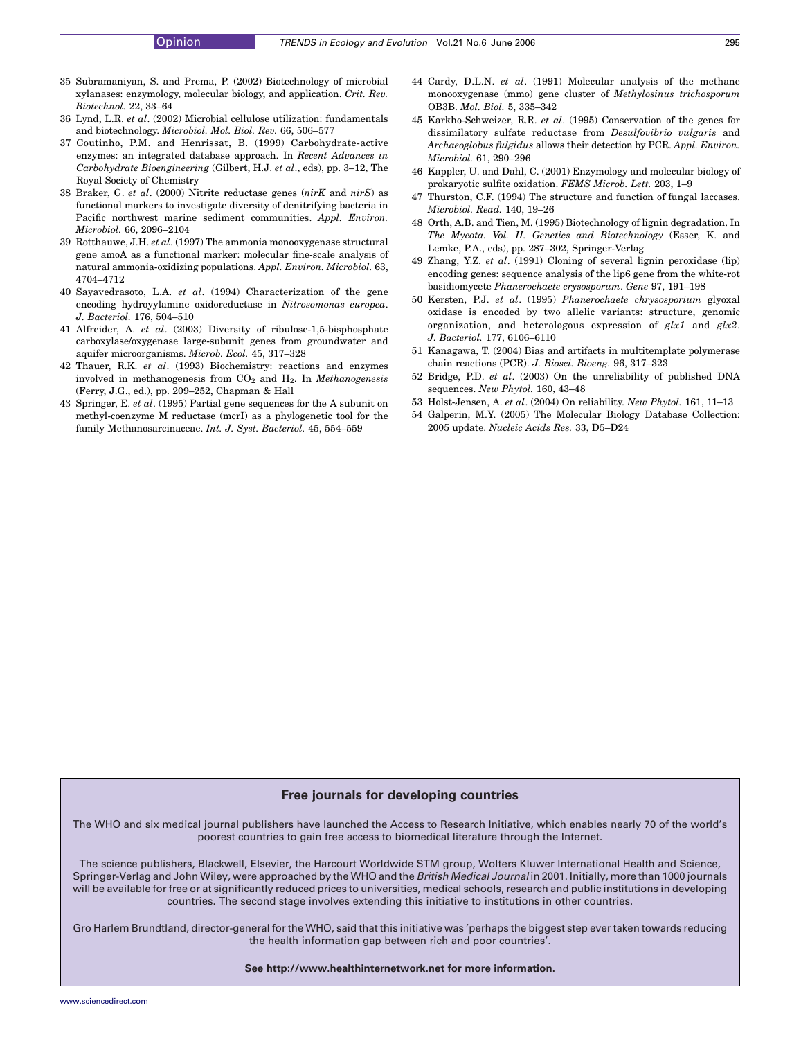35 Subramaniyan, S. and Prema, P. (2002) Biotechnology of microbial xylanases: enzymology, molecular biology, and application. *Crit. Rev. Biotechnol.* 22, 33–64

36 Lynd, L.R. *et al*. (2002) Microbial cellulose utilization: fundamentals and biotechnology. *Microbiol. Mol. Biol. Rev.* 66, 506–577

37 Coutinho, P.M. and Henrissat, B. (1999) Carbohydrate-active enzymes: an integrated database approach. In *Recent Advances in Carbohydrate Bioengineering* (Gilbert, H.J. *et al*., eds), pp. 3–12, The Royal Society of Chemistry

38 Braker, G. *et al*. (2000) Nitrite reductase genes (*nirK* and *nirS*) as functional markers to investigate diversity of denitrifying bacteria in Pacific northwest marine sediment communities. *Appl. Environ. Microbiol.* 66, 2096–2104

39 Rotthauwe, J.H. *et al*. (1997) The ammonia monooxygenase structural gene amoA as a functional marker: molecular fine-scale analysis of natural ammonia-oxidizing populations. *Appl. Environ. Microbiol.* 63, 4704–4712

40 Sayavedrasoto, L.A. *et al*. (1994) Characterization of the gene encoding hydroyylamine oxidoreductase in *Nitrosomonas europea*. *J. Bacteriol.* 176, 504–510

41 Alfreider, A. *et al*. (2003) Diversity of ribulose-1,5-bisphosphate carboxylase/oxygenase large-subunit genes from groundwater and aquifer microorganisms. *Microb. Ecol.* 45, 317–328

42 Thauer, R.K. *et al*. (1993) Biochemistry: reactions and enzymes involved in methanogenesis from $CO_2$ and $H_2$. In *Methanogenesis* (Ferry, J.G., ed.), pp. 209–252, Chapman & Hall

43 Springer, E. *et al*. (1995) Partial gene sequences for the A subunit on methyl-coenzyme M reductase (mcrI) as a phylogenetic tool for the family Methanosarcinaceae. *Int. J. Syst. Bacteriol.* 45, 554–559

44 Cardy, D.L.N. *et al*. (1991) Molecular analysis of the methane monooxygenase (mmo) gene cluster of *Methylosinus trichosporum* OB3B. *Mol. Biol.* 5, 335–342

45 Karkho-Schweizer, R.R. *et al*. (1995) Conservation of the genes for dissimilatory sulfate reductase from *Desulfovibrio vulgaris* and *Archaeoglobus fulgidus* allows their detection by PCR. *Appl. Environ. Microbiol.* 61, 290–296

46 Kappler, U. and Dahl, C. (2001) Enzymology and molecular biology of prokaryotic sulfite oxidation. *FEMS Microb. Lett.* 203, 1–9

47 Thurston, C.F. (1994) The structure and function of fungal laccases. *Microbiol. Read.* 140, 19–26

48 Orth, A.B. and Tien, M. (1995) Biotechnology of lignin degradation. In *The Mycota. Vol. II. Genetics and Biotechnology* (Esser, K. and Lemke, P.A., eds), pp. 287–302, Springer-Verlag

49 Zhang, Y.Z. *et al*. (1991) Cloning of several lignin peroxidase (lip) encoding genes: sequence analysis of the lip6 gene from the white-rot basidiomycete *Phanerochaete crysosporum*. *Gene* 97, 191–198

50 Kersten, P.J. *et al*. (1995) *Phanerochaete chrysosporium* glyoxal oxidase is encoded by two allelic variants: structure, genomic organization, and heterologous expression of *glx1* and *glx2*. *J. Bacteriol.* 177, 6106–6110

51 Kanagawa, T. (2004) Bias and artifacts in multitemplate polymerase chain reactions (PCR). *J. Biosci. Bioeng.* 96, 317–323

52 Bridge, P.D. *et al*. (2003) On the unreliability of published DNA sequences. *New Phytol.* 160, 43–48

53 Holst-Jensen, A. *et al*. (2004) On reliability. *New Phytol.* 161, 11–13

54 Galperin, M.Y. (2005) The Molecular Biology Database Collection: 2005 update. *Nucleic Acids Res.* 33, D5–D24

## Free journals for developing countries

The WHO and six medical journal publishers have launched the Access to Research Initiative, which enables nearly 70 of the world's poorest countries to gain free access to biomedical literature through the Internet.

The science publishers, Blackwell, Elsevier, the Harcourt Worldwide STM group, Wolters Kluwer International Health and Science, Springer-Verlag and John Wiley, were approached by the WHO and the *British Medical Journal* in 2001. Initially, more than 1000 journals will be available for free or at significantly reduced prices to universities, medical schools, research and public institutions in developing countries. The second stage involves extending this initiative to institutions in other countries.

Gro Harlem Brundtland, director-general for the WHO, said that this initiative was 'perhaps the biggest step ever taken towards reducing the health information gap between rich and poor countries'.

**See http://www.healthinternetwork.net for more information.**